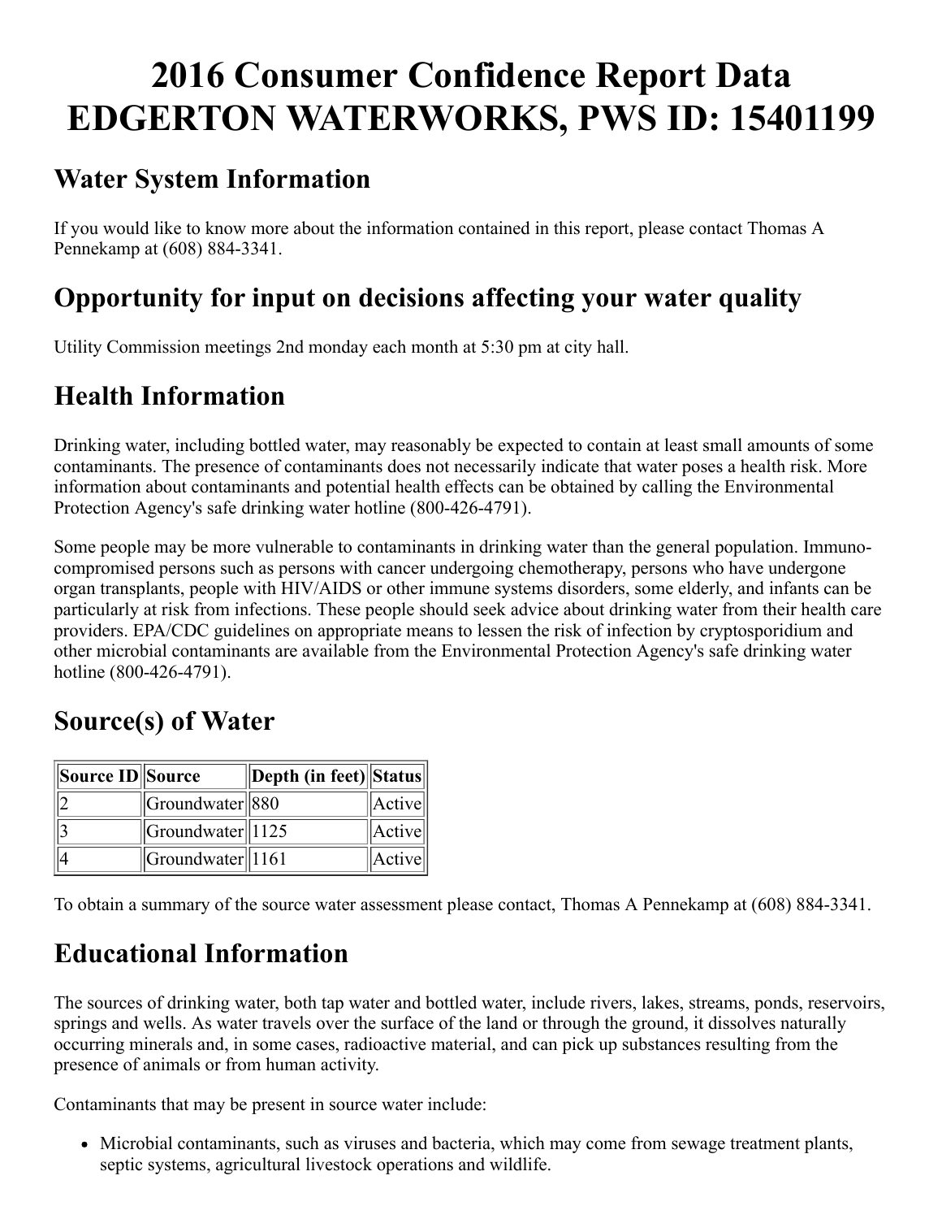# 2016 Consumer Confidence Report Data
# EDGERTON WATERWORKS, PWS ID: 15401199

## Water System Information

If you would like to know more about the information contained in this report, please contact Thomas A Pennekamp at (608) 884-3341.

## Opportunity for input on decisions affecting your water quality

Utility Commission meetings 2nd monday each month at 5:30 pm at city hall.

## Health Information

Drinking water, including bottled water, may reasonably be expected to contain at least small amounts of some contaminants. The presence of contaminants does not necessarily indicate that water poses a health risk. More information about contaminants and potential health effects can be obtained by calling the Environmental Protection Agency's safe drinking water hotline (800-426-4791).

Some people may be more vulnerable to contaminants in drinking water than the general population. Immuno-compromised persons such as persons with cancer undergoing chemotherapy, persons who have undergone organ transplants, people with HIV/AIDS or other immune systems disorders, some elderly, and infants can be particularly at risk from infections. These people should seek advice about drinking water from their health care providers. EPA/CDC guidelines on appropriate means to lessen the risk of infection by cryptosporidium and other microbial contaminants are available from the Environmental Protection Agency's safe drinking water hotline (800-426-4791).

## Source(s) of Water

| Source ID | Source | Depth (in feet) | Status |
|---|---|---|---|
| 2 | Groundwater | 880 | Active |
| 3 | Groundwater | 1125 | Active |
| 4 | Groundwater | 1161 | Active |

To obtain a summary of the source water assessment please contact, Thomas A Pennekamp at (608) 884-3341.

## Educational Information

The sources of drinking water, both tap water and bottled water, include rivers, lakes, streams, ponds, reservoirs, springs and wells. As water travels over the surface of the land or through the ground, it dissolves naturally occurring minerals and, in some cases, radioactive material, and can pick up substances resulting from the presence of animals or from human activity.

Contaminants that may be present in source water include:

- Microbial contaminants, such as viruses and bacteria, which may come from sewage treatment plants, septic systems, agricultural livestock operations and wildlife.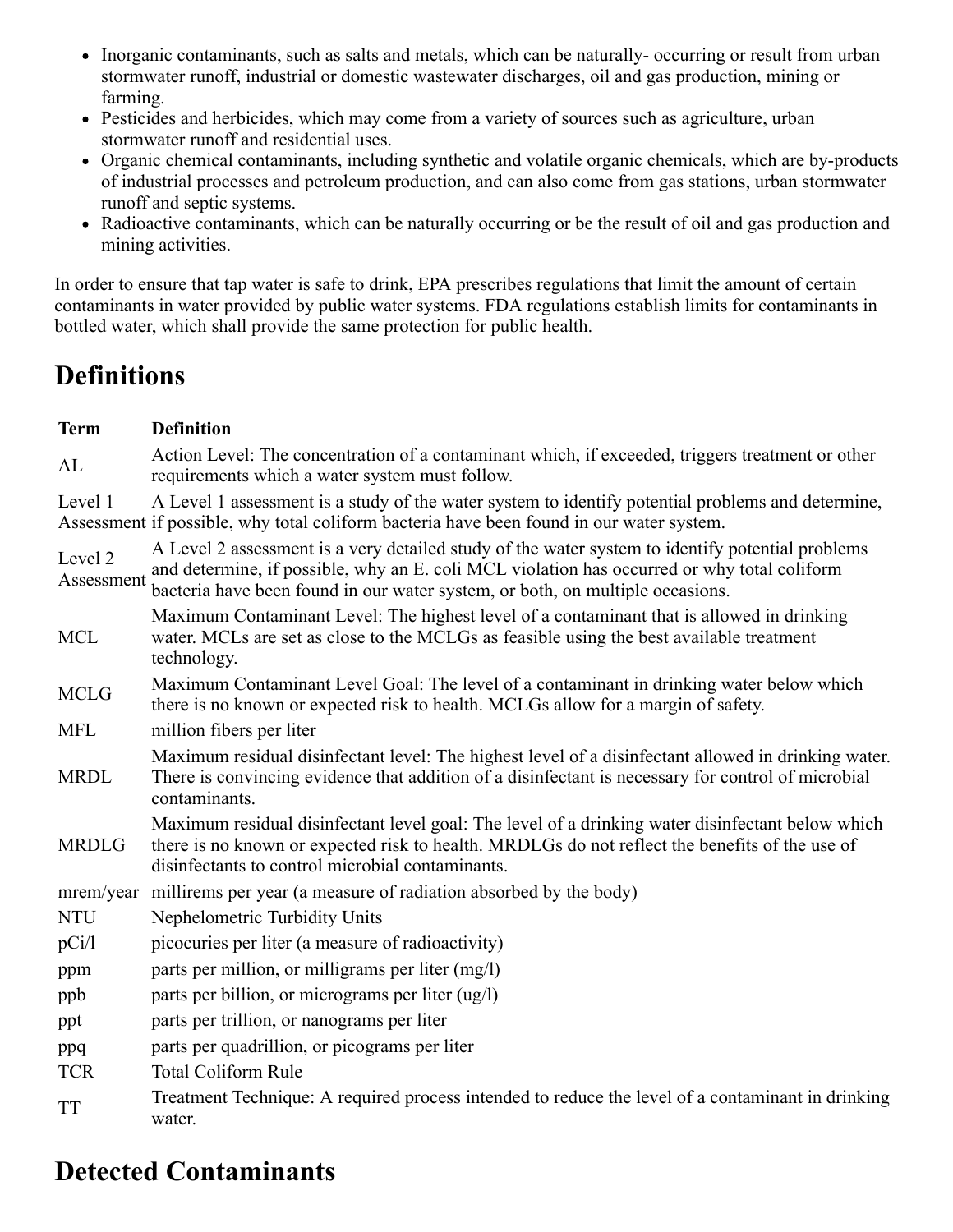- Inorganic contaminants, such as salts and metals, which can be naturally- occurring or result from urban stormwater runoff, industrial or domestic wastewater discharges, oil and gas production, mining or farming.
- Pesticides and herbicides, which may come from a variety of sources such as agriculture, urban stormwater runoff and residential uses.
- Organic chemical contaminants, including synthetic and volatile organic chemicals, which are by-products of industrial processes and petroleum production, and can also come from gas stations, urban stormwater runoff and septic systems.
- Radioactive contaminants, which can be naturally occurring or be the result of oil and gas production and mining activities.

In order to ensure that tap water is safe to drink, EPA prescribes regulations that limit the amount of certain contaminants in water provided by public water systems. FDA regulations establish limits for contaminants in bottled water, which shall provide the same protection for public health.

## Definitions

| Term | Definition |
|---|---|
| AL | Action Level: The concentration of a contaminant which, if exceeded, triggers treatment or other requirements which a water system must follow. |
| Level 1 Assessment | A Level 1 assessment is a study of the water system to identify potential problems and determine, if possible, why total coliform bacteria have been found in our water system. |
| Level 2 Assessment | A Level 2 assessment is a very detailed study of the water system to identify potential problems and determine, if possible, why an E. coli MCL violation has occurred or why total coliform bacteria have been found in our water system, or both, on multiple occasions. |
| MCL | Maximum Contaminant Level: The highest level of a contaminant that is allowed in drinking water. MCLs are set as close to the MCLGs as feasible using the best available treatment technology. |
| MCLG | Maximum Contaminant Level Goal: The level of a contaminant in drinking water below which there is no known or expected risk to health. MCLGs allow for a margin of safety. |
| MFL | million fibers per liter |
| MRDL | Maximum residual disinfectant level: The highest level of a disinfectant allowed in drinking water. There is convincing evidence that addition of a disinfectant is necessary for control of microbial contaminants. |
| MRDLG | Maximum residual disinfectant level goal: The level of a drinking water disinfectant below which there is no known or expected risk to health. MRDLGs do not reflect the benefits of the use of disinfectants to control microbial contaminants. |
| mrem/year | millirems per year (a measure of radiation absorbed by the body) |
| NTU | Nephelometric Turbidity Units |
| pCi/l | picocuries per liter (a measure of radioactivity) |
| ppm | parts per million, or milligrams per liter (mg/l) |
| ppb | parts per billion, or micrograms per liter (ug/l) |
| ppt | parts per trillion, or nanograms per liter |
| ppq | parts per quadrillion, or picograms per liter |
| TCR | Total Coliform Rule |
| TT | Treatment Technique: A required process intended to reduce the level of a contaminant in drinking water. |

## Detected Contaminants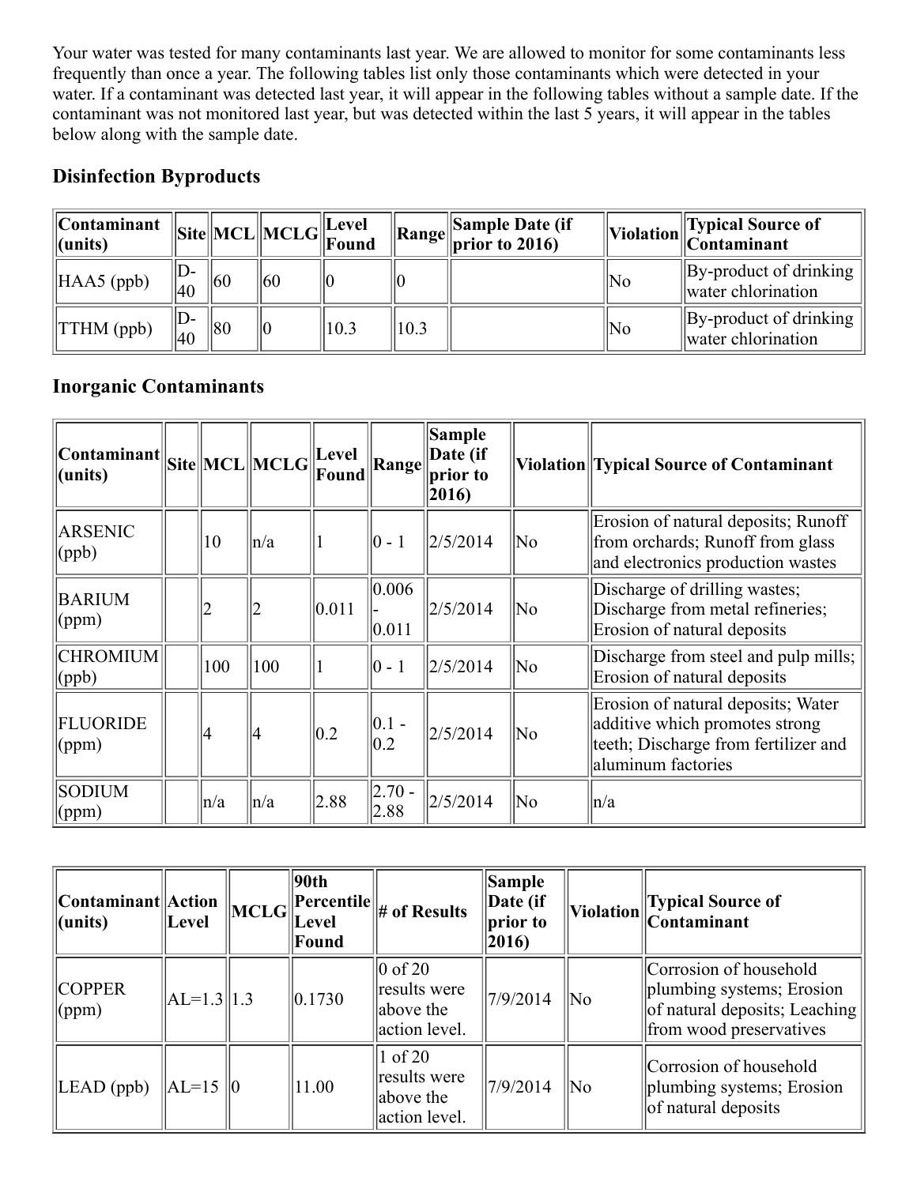Your water was tested for many contaminants last year. We are allowed to monitor for some contaminants less frequently than once a year. The following tables list only those contaminants which were detected in your water. If a contaminant was detected last year, it will appear in the following tables without a sample date. If the contaminant was not monitored last year, but was detected within the last 5 years, it will appear in the tables below along with the sample date.

### Disinfection Byproducts

| Contaminant (units) | Site | MCL | MCLG | Level Found | Range | Sample Date (if prior to 2016) | Violation | Typical Source of Contaminant |
|---|---|---|---|---|---|---|---|---|
| HAA5 (ppb) | D-40 | 60 | 60 | 0 | 0 | | No | By-product of drinking water chlorination |
| TTHM (ppb) | D-40 | 80 | 0 | 10.3 | 10.3 | | No | By-product of drinking water chlorination |

### Inorganic Contaminants

| Contaminant (units) | Site | MCL | MCLG | Level Found | Range | Sample Date (if prior to 2016) | Violation | Typical Source of Contaminant |
|---|---|---|---|---|---|---|---|---|
| ARSENIC (ppb) | | 10 | n/a | 1 | 0 - 1 | 2/5/2014 | No | Erosion of natural deposits; Runoff from orchards; Runoff from glass and electronics production wastes |
| BARIUM (ppm) | | 2 | 2 | 0.011 | 0.006 - 0.011 | 2/5/2014 | No | Discharge of drilling wastes; Discharge from metal refineries; Erosion of natural deposits |
| CHROMIUM (ppb) | | 100 | 100 | 1 | 0 - 1 | 2/5/2014 | No | Discharge from steel and pulp mills; Erosion of natural deposits |
| FLUORIDE (ppm) | | 4 | 4 | 0.2 | 0.1 - 0.2 | 2/5/2014 | No | Erosion of natural deposits; Water additive which promotes strong teeth; Discharge from fertilizer and aluminum factories |
| SODIUM (ppm) | | n/a | n/a | 2.88 | 2.70 - 2.88 | 2/5/2014 | No | n/a |

| Contaminant (units) | Action Level | MCLG | 90th Percentile Level Found | # of Results | Sample Date (if prior to 2016) | Violation | Typical Source of Contaminant |
|---|---|---|---|---|---|---|---|
| COPPER (ppm) | AL=1.3 | 1.3 | 0.1730 | 0 of 20 results were above the action level. | 7/9/2014 | No | Corrosion of household plumbing systems; Erosion of natural deposits; Leaching from wood preservatives |
| LEAD (ppb) | AL=15 | 0 | 11.00 | 1 of 20 results were above the action level. | 7/9/2014 | No | Corrosion of household plumbing systems; Erosion of natural deposits |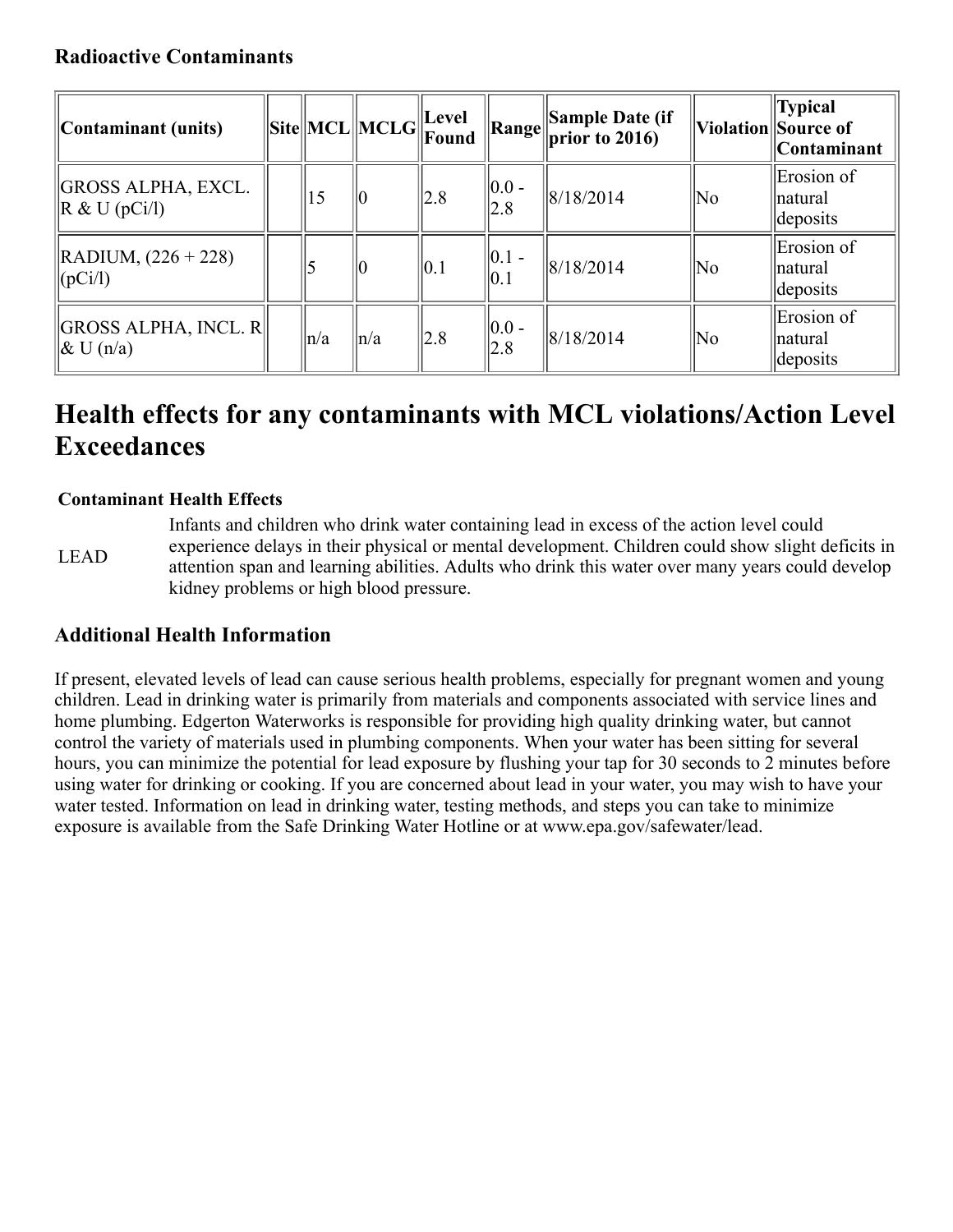### Radioactive Contaminants

| Contaminant (units) | Site | MCL | MCLG | Level Found | Range | Sample Date (if prior to 2016) | Violation | Typical Source of Contaminant |
|---|---|---|---|---|---|---|---|---|
| GROSS ALPHA, EXCL. R & U (pCi/l) | | 15 | 0 | 2.8 | 0.0 - 2.8 | 8/18/2014 | No | Erosion of natural deposits |
| RADIUM, (226 + 228) (pCi/l) | | 5 | 0 | 0.1 | 0.1 - 0.1 | 8/18/2014 | No | Erosion of natural deposits |
| GROSS ALPHA, INCL. R & U (n/a) | | n/a | n/a | 2.8 | 0.0 - 2.8 | 8/18/2014 | No | Erosion of natural deposits |

## Health effects for any contaminants with MCL violations/Action Level Exceedances

| Contaminant | Health Effects |
|---|---|
| LEAD | Infants and children who drink water containing lead in excess of the action level could experience delays in their physical or mental development. Children could show slight deficits in attention span and learning abilities. Adults who drink this water over many years could develop kidney problems or high blood pressure. |

### Additional Health Information

If present, elevated levels of lead can cause serious health problems, especially for pregnant women and young children. Lead in drinking water is primarily from materials and components associated with service lines and home plumbing. Edgerton Waterworks is responsible for providing high quality drinking water, but cannot control the variety of materials used in plumbing components. When your water has been sitting for several hours, you can minimize the potential for lead exposure by flushing your tap for 30 seconds to 2 minutes before using water for drinking or cooking. If you are concerned about lead in your water, you may wish to have your water tested. Information on lead in drinking water, testing methods, and steps you can take to minimize exposure is available from the Safe Drinking Water Hotline or at www.epa.gov/safewater/lead.